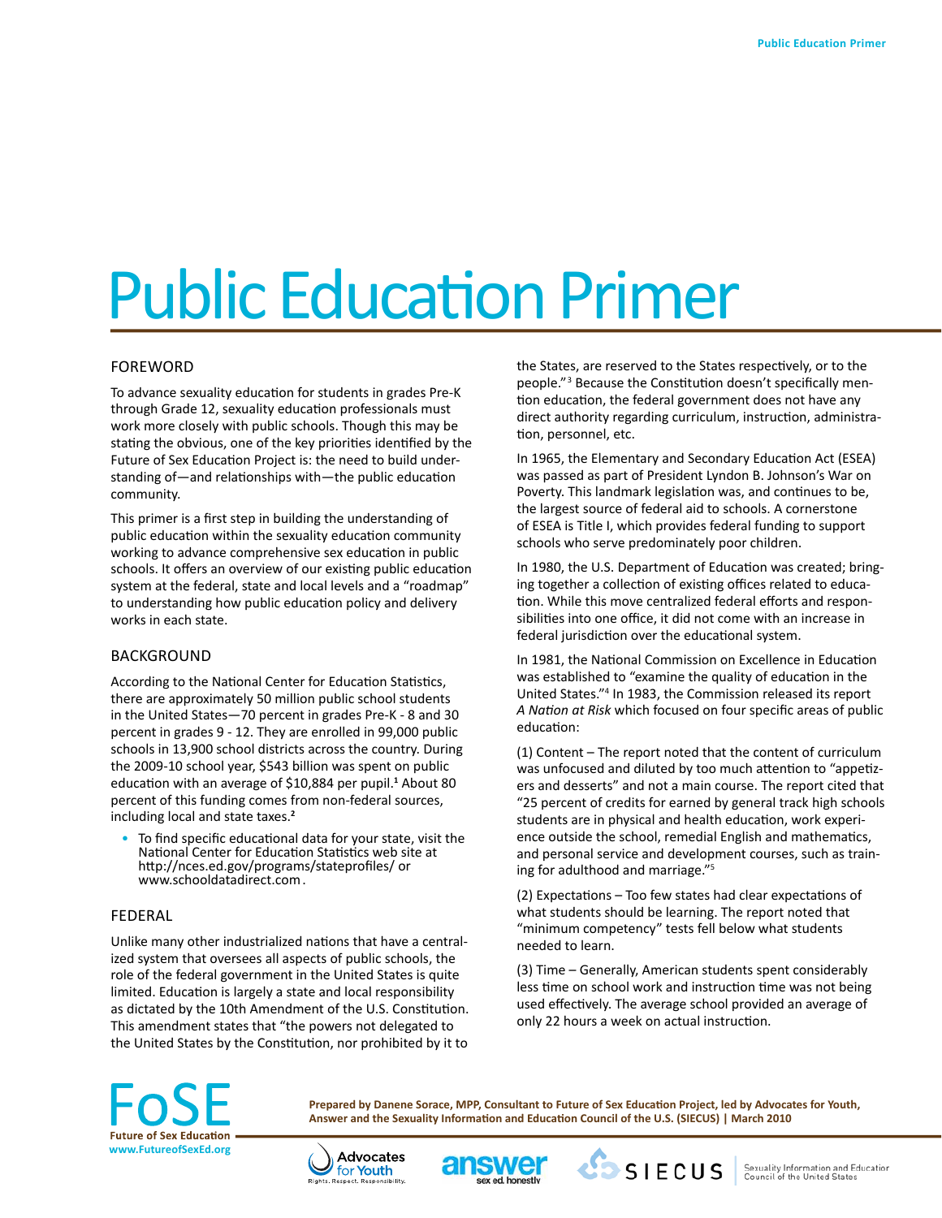# Public Education Primer

## FOREWORD

To advance sexuality education for students in grades Pre-K through Grade 12, sexuality education professionals must work more closely with public schools. Though this may be stating the obvious, one of the key priorities identified by the Future of Sex Education Project is: the need to build understanding of—and relationships with—the public education community.

This primer is a first step in building the understanding of public education within the sexuality education community working to advance comprehensive sex education in public schools. It offers an overview of our existing public education system at the federal, state and local levels and a "roadmap" to understanding how public education policy and delivery works in each state.

## BACKGROUND

According to the National Center for Education Statistics, there are approximately 50 million public school students in the United States—70 percent in grades Pre-K - 8 and 30 percent in grades 9 - 12. They are enrolled in 99,000 public schools in 13,900 school districts across the country. During the 2009-10 school year, $543 billion was spent on public education with an average of $10,884 per pupil.[1] About 80 percent of this funding comes from non-federal sources, including local and state taxes.[2]

- To find specific educational data for your state, visit the National Center for Education Statistics web site at http://nces.ed.gov/programs/stateprofiles/ or www.schooldatadirect.com.

## FEDERAL

Unlike many other industrialized nations that have a centralized system that oversees all aspects of public schools, the role of the federal government in the United States is quite limited. Education is largely a state and local responsibility as dictated by the 10th Amendment of the U.S. Constitution. This amendment states that "the powers not delegated to the United States by the Constitution, nor prohibited by it to the States, are reserved to the States respectively, or to the people."[3] Because the Constitution doesn't specifically mention education, the federal government does not have any direct authority regarding curriculum, instruction, administration, personnel, etc.

In 1965, the Elementary and Secondary Education Act (ESEA) was passed as part of President Lyndon B. Johnson's War on Poverty. This landmark legislation was, and continues to be, the largest source of federal aid to schools. A cornerstone of ESEA is Title I, which provides federal funding to support schools who serve predominately poor children.

In 1980, the U.S. Department of Education was created; bringing together a collection of existing offices related to education. While this move centralized federal efforts and responsibilities into one office, it did not come with an increase in federal jurisdiction over the educational system.

In 1981, the National Commission on Excellence in Education was established to "examine the quality of education in the United States."[4] In 1983, the Commission released its report *A Nation at Risk* which focused on four specific areas of public education:

(1) Content – The report noted that the content of curriculum was unfocused and diluted by too much attention to "appetizers and desserts" and not a main course. The report cited that "25 percent of credits for earned by general track high schools students are in physical and health education, work experience outside the school, remedial English and mathematics, and personal service and development courses, such as training for adulthood and marriage."[5]

(2) Expectations – Too few states had clear expectations of what students should be learning. The report noted that "minimum competency" tests fell below what students needed to learn.

(3) Time – Generally, American students spent considerably less time on school work and instruction time was not being used effectively. The average school provided an average of only 22 hours a week on actual instruction.

**Prepared by Danene Sorace, MPP, Consultant to Future of Sex Education Project, led by Advocates for Youth, Answer and the Sexuality Information and Education Council of the U.S. (SIECUS) | March 2010**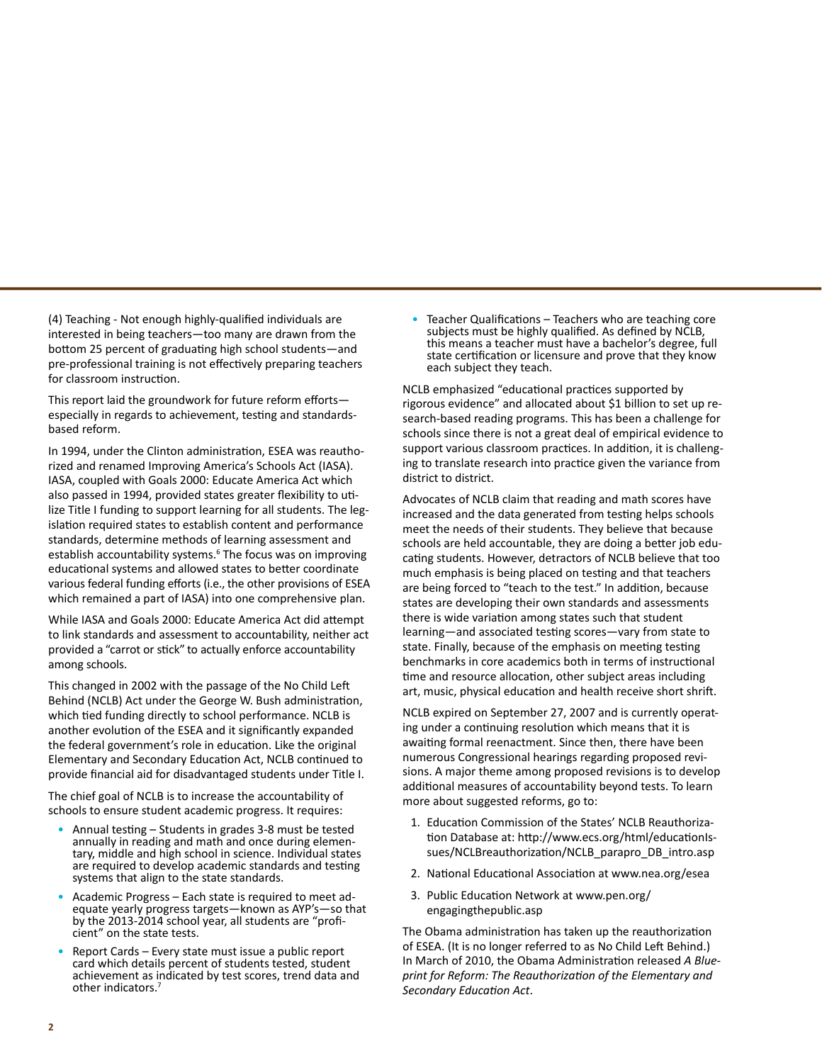(4) Teaching - Not enough highly-qualified individuals are interested in being teachers—too many are drawn from the bottom 25 percent of graduating high school students—and pre-professional training is not effectively preparing teachers for classroom instruction.

This report laid the groundwork for future reform efforts—especially in regards to achievement, testing and standards-based reform.

In 1994, under the Clinton administration, ESEA was reauthorized and renamed Improving America's Schools Act (IASA). IASA, coupled with Goals 2000: Educate America Act which also passed in 1994, provided states greater flexibility to utilize Title I funding to support learning for all students. The legislation required states to establish content and performance standards, determine methods of learning assessment and establish accountability systems.[6] The focus was on improving educational systems and allowed states to better coordinate various federal funding efforts (i.e., the other provisions of ESEA which remained a part of IASA) into one comprehensive plan.

While IASA and Goals 2000: Educate America Act did attempt to link standards and assessment to accountability, neither act provided a "carrot or stick" to actually enforce accountability among schools.

This changed in 2002 with the passage of the No Child Left Behind (NCLB) Act under the George W. Bush administration, which tied funding directly to school performance. NCLB is another evolution of the ESEA and it significantly expanded the federal government's role in education. Like the original Elementary and Secondary Education Act, NCLB continued to provide financial aid for disadvantaged students under Title I.

The chief goal of NCLB is to increase the accountability of schools to ensure student academic progress. It requires:

- Annual testing – Students in grades 3-8 must be tested annually in reading and math and once during elementary, middle and high school in science. Individual states are required to develop academic standards and testing systems that align to the state standards.
- Academic Progress – Each state is required to meet adequate yearly progress targets—known as AYP's—so that by the 2013-2014 school year, all students are "proficient" on the state tests.
- Report Cards – Every state must issue a public report card which details percent of students tested, student achievement as indicated by test scores, trend data and other indicators.[7]
- Teacher Qualifications – Teachers who are teaching core subjects must be highly qualified. As defined by NCLB, this means a teacher must have a bachelor's degree, full state certification or licensure and prove that they know each subject they teach.

NCLB emphasized "educational practices supported by rigorous evidence" and allocated about $1 billion to set up research-based reading programs. This has been a challenge for schools since there is not a great deal of empirical evidence to support various classroom practices. In addition, it is challenging to translate research into practice given the variance from district to district.

Advocates of NCLB claim that reading and math scores have increased and the data generated from testing helps schools meet the needs of their students. They believe that because schools are held accountable, they are doing a better job educating students. However, detractors of NCLB believe that too much emphasis is being placed on testing and that teachers are being forced to "teach to the test." In addition, because states are developing their own standards and assessments there is wide variation among states such that student learning—and associated testing scores—vary from state to state. Finally, because of the emphasis on meeting testing benchmarks in core academics both in terms of instructional time and resource allocation, other subject areas including art, music, physical education and health receive short shrift.

NCLB expired on September 27, 2007 and is currently operating under a continuing resolution which means that it is awaiting formal reenactment. Since then, there have been numerous Congressional hearings regarding proposed revisions. A major theme among proposed revisions is to develop additional measures of accountability beyond tests. To learn more about suggested reforms, go to:

1. Education Commission of the States' NCLB Reauthorization Database at: http://www.ecs.org/html/educationIssues/NCLBreauthorization/NCLB_parapro_DB_intro.asp
2. National Educational Association at www.nea.org/esea
3. Public Education Network at www.pen.org/engagingthepublic.asp

The Obama administration has taken up the reauthorization of ESEA. (It is no longer referred to as No Child Left Behind.) In March of 2010, the Obama Administration released *A Blueprint for Reform: The Reauthorization of the Elementary and Secondary Education Act*.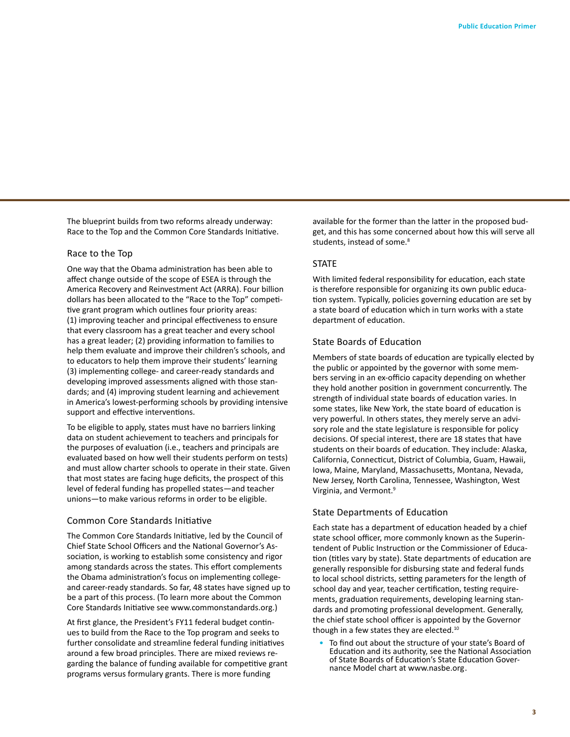The blueprint builds from two reforms already underway: Race to the Top and the Common Core Standards Initiative.

### Race to the Top

One way that the Obama administration has been able to affect change outside of the scope of ESEA is through the America Recovery and Reinvestment Act (ARRA). Four billion dollars has been allocated to the "Race to the Top" competitive grant program which outlines four priority areas: (1) improving teacher and principal effectiveness to ensure that every classroom has a great teacher and every school has a great leader; (2) providing information to families to help them evaluate and improve their children's schools, and to educators to help them improve their students' learning (3) implementing college- and career-ready standards and developing improved assessments aligned with those standards; and (4) improving student learning and achievement in America's lowest-performing schools by providing intensive support and effective interventions.

To be eligible to apply, states must have no barriers linking data on student achievement to teachers and principals for the purposes of evaluation (i.e., teachers and principals are evaluated based on how well their students perform on tests) and must allow charter schools to operate in their state. Given that most states are facing huge deficits, the prospect of this level of federal funding has propelled states—and teacher unions—to make various reforms in order to be eligible.

### Common Core Standards Initiative

The Common Core Standards Initiative, led by the Council of Chief State School Officers and the National Governor's Association, is working to establish some consistency and rigor among standards across the states. This effort complements the Obama administration's focus on implementing college- and career-ready standards. So far, 48 states have signed up to be a part of this process. (To learn more about the Common Core Standards Initiative see www.commonstandards.org.)

At first glance, the President's FY11 federal budget continues to build from the Race to the Top program and seeks to further consolidate and streamline federal funding initiatives around a few broad principles. There are mixed reviews regarding the balance of funding available for competitive grant programs versus formulary grants. There is more funding available for the former than the latter in the proposed budget, and this has some concerned about how this will serve all students, instead of some.[8]

## STATE

With limited federal responsibility for education, each state is therefore responsible for organizing its own public education system. Typically, policies governing education are set by a state board of education which in turn works with a state department of education.

### State Boards of Education

Members of state boards of education are typically elected by the public or appointed by the governor with some members serving in an ex-officio capacity depending on whether they hold another position in government concurrently. The strength of individual state boards of education varies. In some states, like New York, the state board of education is very powerful. In others states, they merely serve an advisory role and the state legislature is responsible for policy decisions. Of special interest, there are 18 states that have students on their boards of education. They include: Alaska, California, Connecticut, District of Columbia, Guam, Hawaii, Iowa, Maine, Maryland, Massachusetts, Montana, Nevada, New Jersey, North Carolina, Tennessee, Washington, West Virginia, and Vermont.[9]

### State Departments of Education

Each state has a department of education headed by a chief state school officer, more commonly known as the Superintendent of Public Instruction or the Commissioner of Education (titles vary by state). State departments of education are generally responsible for disbursing state and federal funds to local school districts, setting parameters for the length of school day and year, teacher certification, testing requirements, graduation requirements, developing learning standards and promoting professional development. Generally, the chief state school officer is appointed by the Governor though in a few states they are elected.[10]

- To find out about the structure of your state's Board of Education and its authority, see the National Association of State Boards of Education's State Education Governance Model chart at www.nasbe.org.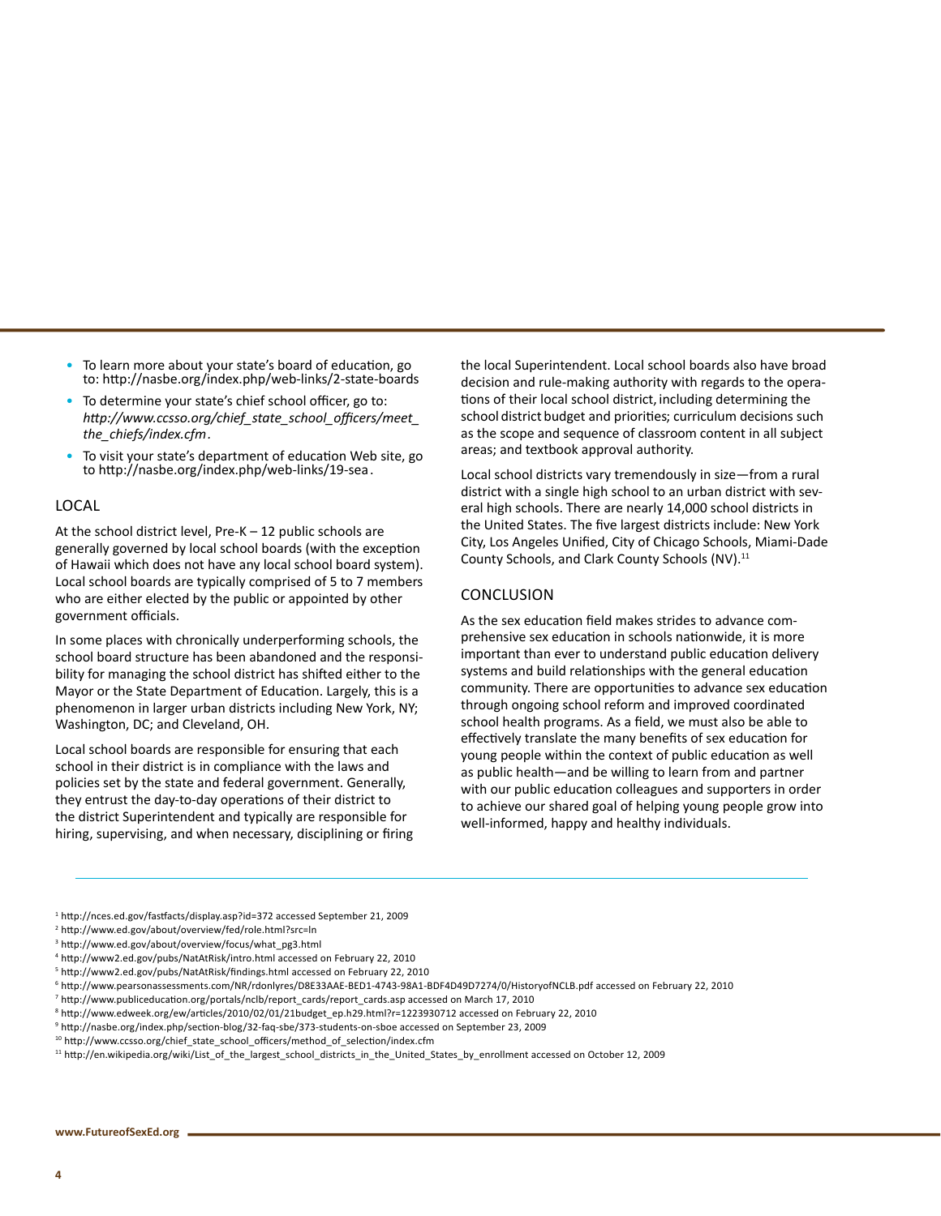- To learn more about your state's board of education, go to: http://nasbe.org/index.php/web-links/2-state-boards
- To determine your state's chief school officer, go to: *http://www.ccsso.org/chief_state_school_officers/meet_the_chiefs/index.cfm*.
- To visit your state's department of education Web site, go to http://nasbe.org/index.php/web-links/19-sea.

## LOCAL

At the school district level, Pre-K – 12 public schools are generally governed by local school boards (with the exception of Hawaii which does not have any local school board system). Local school boards are typically comprised of 5 to 7 members who are either elected by the public or appointed by other government officials.

In some places with chronically underperforming schools, the school board structure has been abandoned and the responsibility for managing the school district has shifted either to the Mayor or the State Department of Education. Largely, this is a phenomenon in larger urban districts including New York, NY; Washington, DC; and Cleveland, OH.

Local school boards are responsible for ensuring that each school in their district is in compliance with the laws and policies set by the state and federal government. Generally, they entrust the day-to-day operations of their district to the district Superintendent and typically are responsible for hiring, supervising, and when necessary, disciplining or firing the local Superintendent. Local school boards also have broad decision and rule-making authority with regards to the operations of their local school district, including determining the school district budget and priorities; curriculum decisions such as the scope and sequence of classroom content in all subject areas; and textbook approval authority.

Local school districts vary tremendously in size—from a rural district with a single high school to an urban district with several high schools. There are nearly 14,000 school districts in the United States. The five largest districts include: New York City, Los Angeles Unified, City of Chicago Schools, Miami-Dade County Schools, and Clark County Schools (NV).[11]

## CONCLUSION

As the sex education field makes strides to advance comprehensive sex education in schools nationwide, it is more important than ever to understand public education delivery systems and build relationships with the general education community. There are opportunities to advance sex education through ongoing school reform and improved coordinated school health programs. As a field, we must also be able to effectively translate the many benefits of sex education for young people within the context of public education as well as public health—and be willing to learn from and partner with our public education colleagues and supporters in order to achieve our shared goal of helping young people grow into well-informed, happy and healthy individuals.

---

[1] http://nces.ed.gov/fastfacts/display.asp?id=372 accessed September 21, 2009
[2] http://www.ed.gov/about/overview/fed/role.html?src=ln
[3] http://www.ed.gov/about/overview/focus/what_pg3.html
[4] http://www2.ed.gov/pubs/NatAtRisk/intro.html accessed on February 22, 2010
[5] http://www2.ed.gov/pubs/NatAtRisk/findings.html accessed on February 22, 2010
[6] http://www.pearsonassessments.com/NR/rdonlyres/D8E33AAE-BED1-4743-98A1-BDF4D49D7274/0/HistoryofNCLB.pdf accessed on February 22, 2010
[7] http://www.publiceducation.org/portals/nclb/report_cards/report_cards.asp accessed on March 17, 2010
[8] http://www.edweek.org/ew/articles/2010/02/01/21budget_ep.h29.html?r=1223930712 accessed on February 22, 2010
[9] http://nasbe.org/index.php/section-blog/32-faq-sbe/373-students-on-sboe accessed on September 23, 2009
[10] http://www.ccsso.org/chief_state_school_officers/method_of_selection/index.cfm
[11] http://en.wikipedia.org/wiki/List_of_the_largest_school_districts_in_the_United_States_by_enrollment accessed on October 12, 2009

www.FutureofSexEd.org